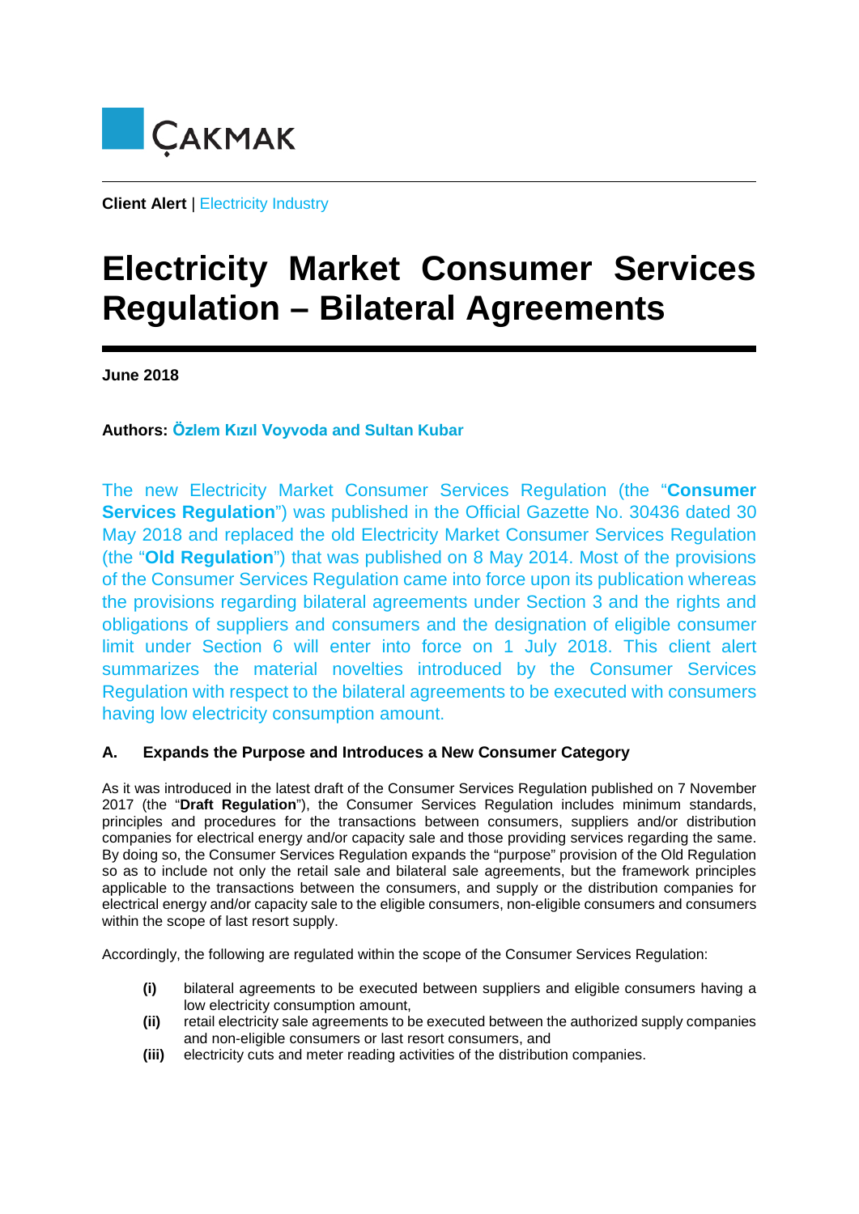ÇAKMAK

**Client Alert** | Electricity Industry

# Electricity Market Consumer Services Regulation – Bilateral Agreements

**June 2018**

**Authors: Özlem Kızıl Voyvoda and Sultan Kubar**

The new Electricity Market Consumer Services Regulation (the "**Consumer Services Regulation**") was published in the Official Gazette No. 30436 dated 30 May 2018 and replaced the old Electricity Market Consumer Services Regulation (the "**Old Regulation**") that was published on 8 May 2014. Most of the provisions of the Consumer Services Regulation came into force upon its publication whereas the provisions regarding bilateral agreements under Section 3 and the rights and obligations of suppliers and consumers and the designation of eligible consumer limit under Section 6 will enter into force on 1 July 2018. This client alert summarizes the material novelties introduced by the Consumer Services Regulation with respect to the bilateral agreements to be executed with consumers having low electricity consumption amount.

## A. Expands the Purpose and Introduces a New Consumer Category

As it was introduced in the latest draft of the Consumer Services Regulation published on 7 November 2017 (the "**Draft Regulation**"), the Consumer Services Regulation includes minimum standards, principles and procedures for the transactions between consumers, suppliers and/or distribution companies for electrical energy and/or capacity sale and those providing services regarding the same. By doing so, the Consumer Services Regulation expands the "purpose" provision of the Old Regulation so as to include not only the retail sale and bilateral sale agreements, but the framework principles applicable to the transactions between the consumers, and supply or the distribution companies for electrical energy and/or capacity sale to the eligible consumers, non-eligible consumers and consumers within the scope of last resort supply.

Accordingly, the following are regulated within the scope of the Consumer Services Regulation:

- **(i)** bilateral agreements to be executed between suppliers and eligible consumers having a low electricity consumption amount,
- **(ii)** retail electricity sale agreements to be executed between the authorized supply companies and non-eligible consumers or last resort consumers, and
- **(iii)** electricity cuts and meter reading activities of the distribution companies.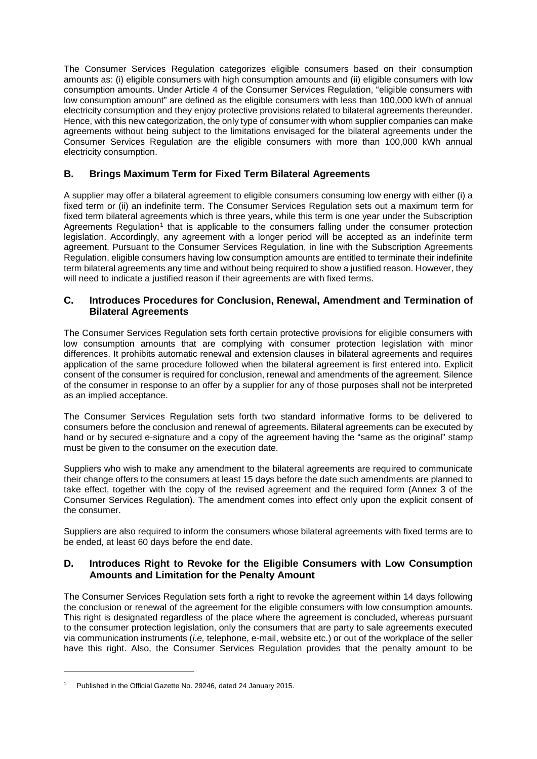The Consumer Services Regulation categorizes eligible consumers based on their consumption amounts as: (i) eligible consumers with high consumption amounts and (ii) eligible consumers with low consumption amounts. Under Article 4 of the Consumer Services Regulation, "eligible consumers with low consumption amount" are defined as the eligible consumers with less than 100,000 kWh of annual electricity consumption and they enjoy protective provisions related to bilateral agreements thereunder. Hence, with this new categorization, the only type of consumer with whom supplier companies can make agreements without being subject to the limitations envisaged for the bilateral agreements under the Consumer Services Regulation are the eligible consumers with more than 100,000 kWh annual electricity consumption.

## B. Brings Maximum Term for Fixed Term Bilateral Agreements

A supplier may offer a bilateral agreement to eligible consumers consuming low energy with either (i) a fixed term or (ii) an indefinite term. The Consumer Services Regulation sets out a maximum term for fixed term bilateral agreements which is three years, while this term is one year under the Subscription Agreements Regulation[1] that is applicable to the consumers falling under the consumer protection legislation. Accordingly, any agreement with a longer period will be accepted as an indefinite term agreement. Pursuant to the Consumer Services Regulation, in line with the Subscription Agreements Regulation, eligible consumers having low consumption amounts are entitled to terminate their indefinite term bilateral agreements any time and without being required to show a justified reason. However, they will need to indicate a justified reason if their agreements are with fixed terms.

## C. Introduces Procedures for Conclusion, Renewal, Amendment and Termination of Bilateral Agreements

The Consumer Services Regulation sets forth certain protective provisions for eligible consumers with low consumption amounts that are complying with consumer protection legislation with minor differences. It prohibits automatic renewal and extension clauses in bilateral agreements and requires application of the same procedure followed when the bilateral agreement is first entered into. Explicit consent of the consumer is required for conclusion, renewal and amendments of the agreement. Silence of the consumer in response to an offer by a supplier for any of those purposes shall not be interpreted as an implied acceptance.

The Consumer Services Regulation sets forth two standard informative forms to be delivered to consumers before the conclusion and renewal of agreements. Bilateral agreements can be executed by hand or by secured e-signature and a copy of the agreement having the "same as the original" stamp must be given to the consumer on the execution date.

Suppliers who wish to make any amendment to the bilateral agreements are required to communicate their change offers to the consumers at least 15 days before the date such amendments are planned to take effect, together with the copy of the revised agreement and the required form (Annex 3 of the Consumer Services Regulation). The amendment comes into effect only upon the explicit consent of the consumer.

Suppliers are also required to inform the consumers whose bilateral agreements with fixed terms are to be ended, at least 60 days before the end date.

## D. Introduces Right to Revoke for the Eligible Consumers with Low Consumption Amounts and Limitation for the Penalty Amount

The Consumer Services Regulation sets forth a right to revoke the agreement within 14 days following the conclusion or renewal of the agreement for the eligible consumers with low consumption amounts. This right is designated regardless of the place where the agreement is concluded, whereas pursuant to the consumer protection legislation, only the consumers that are party to sale agreements executed via communication instruments (*i.e,* telephone, e-mail, website etc.) or out of the workplace of the seller have this right. Also, the Consumer Services Regulation provides that the penalty amount to be

---

[1] Published in the Official Gazette No. 29246, dated 24 January 2015.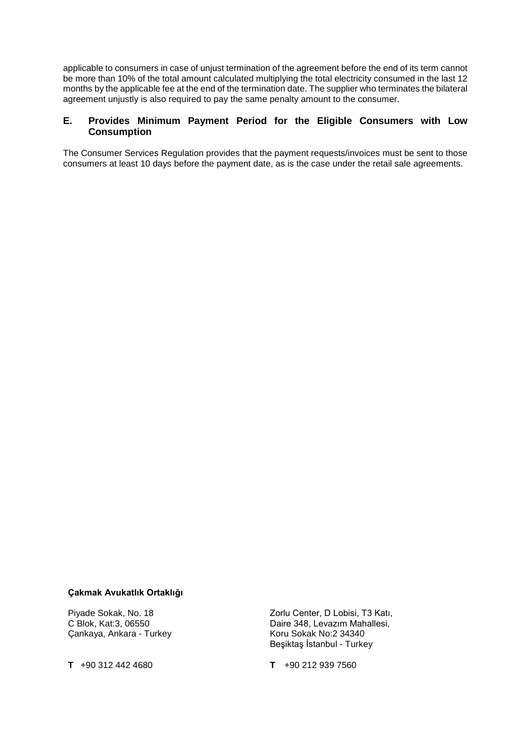applicable to consumers in case of unjust termination of the agreement before the end of its term cannot be more than 10% of the total amount calculated multiplying the total electricity consumed in the last 12 months by the applicable fee at the end of the termination date. The supplier who terminates the bilateral agreement unjustly is also required to pay the same penalty amount to the consumer.

## E. Provides Minimum Payment Period for the Eligible Consumers with Low Consumption

The Consumer Services Regulation provides that the payment requests/invoices must be sent to those consumers at least 10 days before the payment date, as is the case under the retail sale agreements.

**Çakmak Avukatlık Ortaklığı**

Piyade Sokak, No. 18
C Blok, Kat:3, 06550
Çankaya, Ankara - Turkey

**T** +90 312 442 4680

Zorlu Center, D Lobisi, T3 Katı,
Daire 348, Levazım Mahallesi,
Koru Sokak No:2 34340
Beşiktaş İstanbul - Turkey

**T** +90 212 939 7560